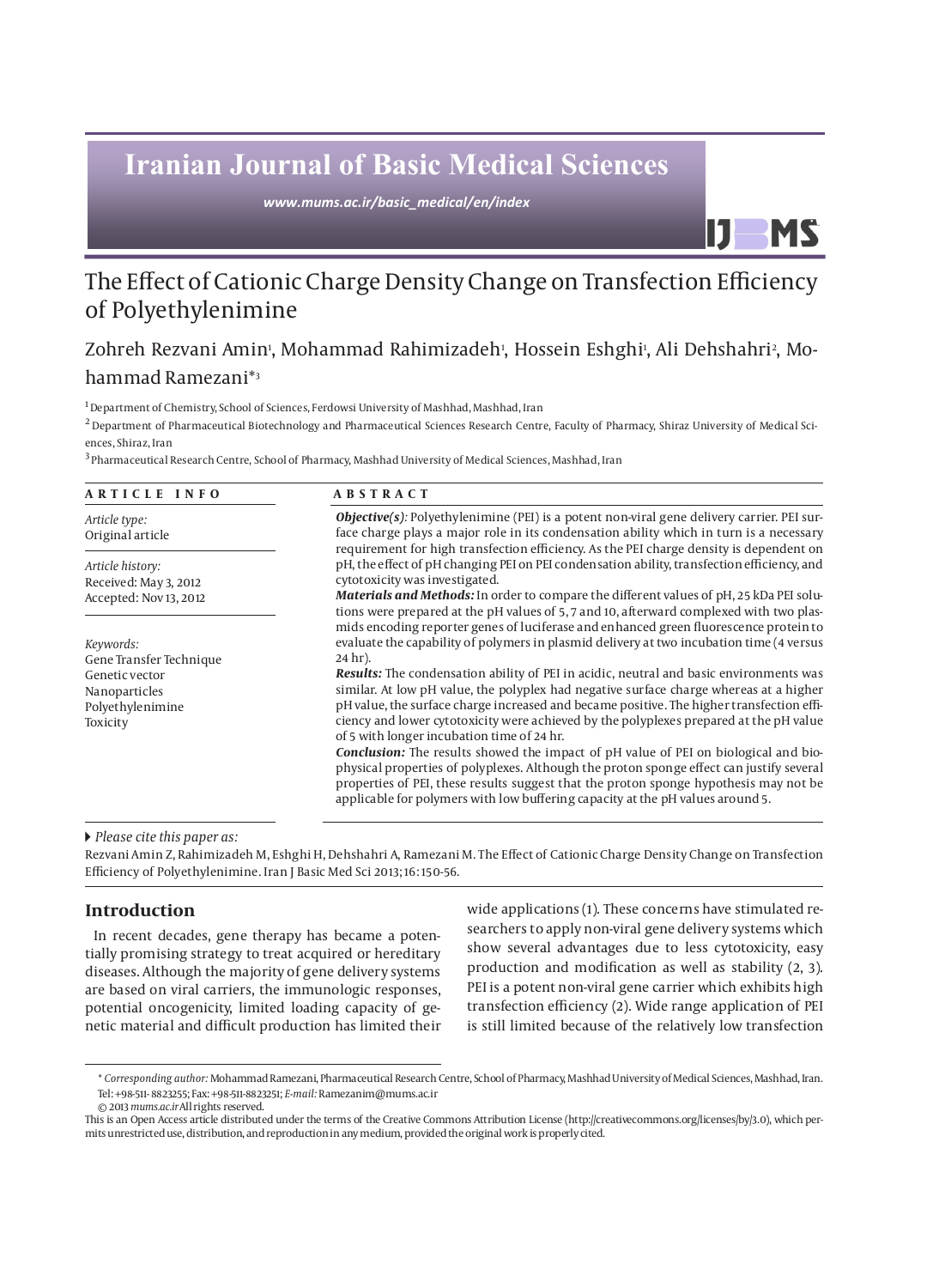Iranian Journal of Basic Medical Sciences

www.mums.ac.ir/basic_medical/en/index

# The Effect of Cationic Charge Density Change on Transfection Efficiency of Polyethylenimine

Zohreh Rezvani Amin[1], Mohammad Rahimizadeh[1], Hossein Eshghi[1], Ali Dehshahri[2], Mohammad Ramezani*[3]

[1] Department of Chemistry, School of Sciences, Ferdowsi University of Mashhad, Mashhad, Iran

[2] Department of Pharmaceutical Biotechnology and Pharmaceutical Sciences Research Centre, Faculty of Pharmacy, Shiraz University of Medical Sciences, Shiraz, Iran

[3] Pharmaceutical Research Centre, School of Pharmacy, Mashhad University of Medical Sciences, Mashhad, Iran

**ARTICLE INFO**

*Article type:*
Original article

*Article history:*
Received: May 3, 2012
Accepted: Nov 13, 2012

*Keywords:*
Gene Transfer Technique
Genetic vector
Nanoparticles
Polyethylenimine
Toxicity

**ABSTRACT**

***Objective(s)***: Polyethylenimine (PEI) is a potent non-viral gene delivery carrier. PEI surface charge plays a major role in its condensation ability which in turn is a necessary requirement for high transfection efficiency. As the PEI charge density is dependent on pH, the effect of pH changing PEI on PEI condensation ability, transfection efficiency, and cytotoxicity was investigated.

***Materials and Methods:*** In order to compare the different values of pH, 25 kDa PEI solutions were prepared at the pH values of 5, 7 and 10, afterward complexed with two plasmids encoding reporter genes of luciferase and enhanced green fluorescence protein to evaluate the capability of polymers in plasmid delivery at two incubation time (4 versus 24 hr).

***Results:*** The condensation ability of PEI in acidic, neutral and basic environments was similar. At low pH value, the polyplex had negative surface charge whereas at a higher pH value, the surface charge increased and became positive. The higher transfection efficiency and lower cytotoxicity were achieved by the polyplexes prepared at the pH value of 5 with longer incubation time of 24 hr.

***Conclusion:*** The results showed the impact of pH value of PEI on biological and biophysical properties of polyplexes. Although the proton sponge effect can justify several properties of PEI, these results suggest that the proton sponge hypothesis may not be applicable for polymers with low buffering capacity at the pH values around 5.

*Please cite this paper as:*

Rezvani Amin Z, Rahimizadeh M, Eshghi H, Dehshahri A, Ramezani M. The Effect of Cationic Charge Density Change on Transfection Efficiency of Polyethylenimine. Iran J Basic Med Sci 2013; 16:150-56.

## Introduction

In recent decades, gene therapy has became a potentially promising strategy to treat acquired or hereditary diseases. Although the majority of gene delivery systems are based on viral carriers, the immunologic responses, potential oncogenicity, limited loading capacity of genetic material and difficult production has limited their wide applications (1). These concerns have stimulated researchers to apply non-viral gene delivery systems which show several advantages due to less cytotoxicity, easy production and modification as well as stability (2, 3). PEI is a potent non-viral gene carrier which exhibits high transfection efficiency (2). Wide range application of PEI is still limited because of the relatively low transfection

\* *Corresponding author:* Mohammad Ramezani, Pharmaceutical Research Centre, School of Pharmacy, Mashhad University of Medical Sciences, Mashhad, Iran. Tel: +98-511- 8823255; Fax: +98-511-8823251; *E-mail:* Ramezanim@mums.ac.ir

© 2013 *mums.ac.ir* All rights reserved.

This is an Open Access article distributed under the terms of the Creative Commons Attribution License (http://creativecommons.org/licenses/by/3.0), which permits unrestricted use, distribution, and reproduction in any medium, provided the original work is properly cited.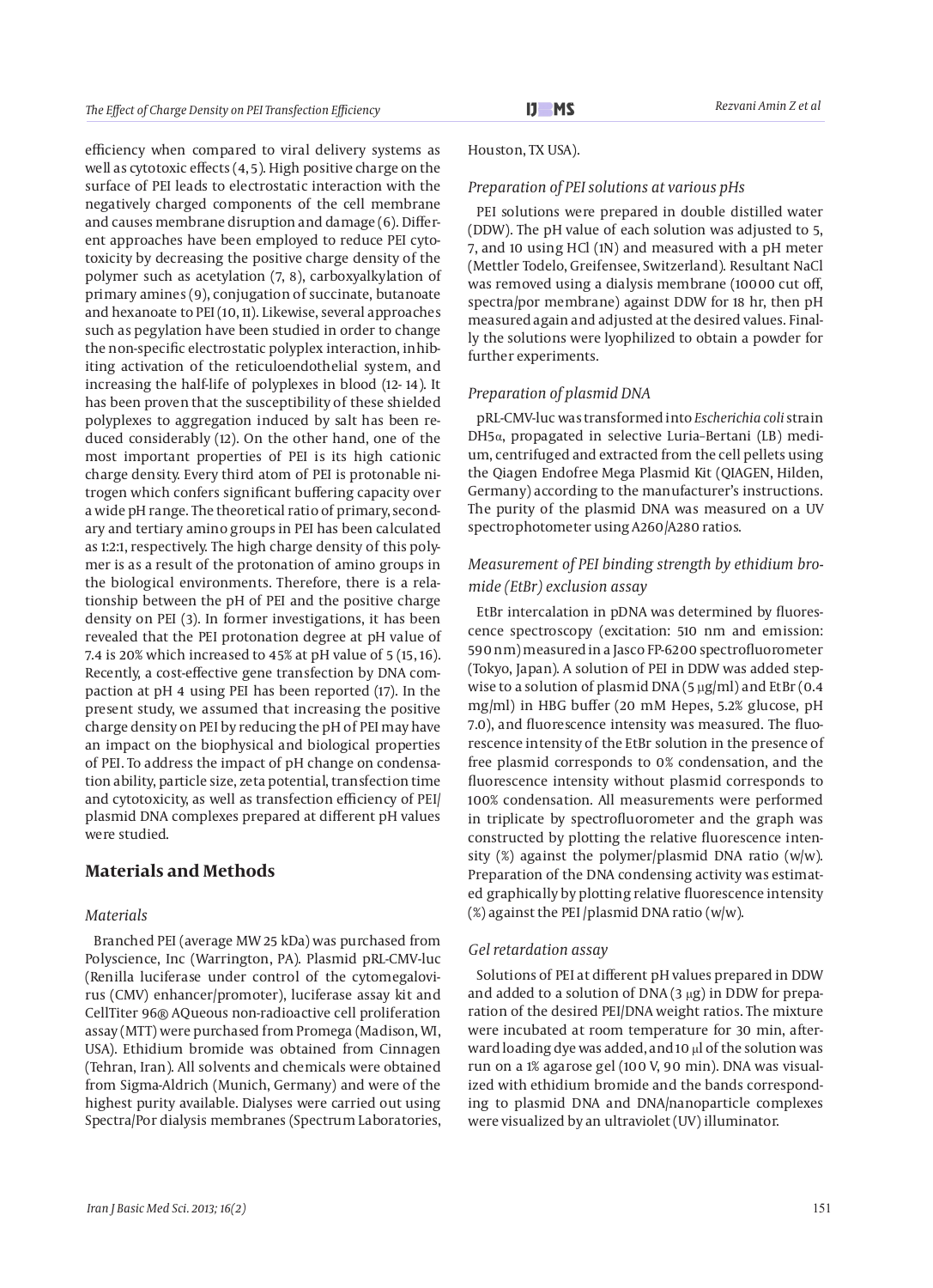efficiency when compared to viral delivery systems as well as cytotoxic effects (4, 5). High positive charge on the surface of PEI leads to electrostatic interaction with the negatively charged components of the cell membrane and causes membrane disruption and damage (6). Different approaches have been employed to reduce PEI cytotoxicity by decreasing the positive charge density of the polymer such as acetylation (7, 8), carboxyalkylation of primary amines (9), conjugation of succinate, butanoate and hexanoate to PEI (10, 11). Likewise, several approaches such as pegylation have been studied in order to change the non-specific electrostatic polyplex interaction, inhibiting activation of the reticuloendothelial system, and increasing the half-life of polyplexes in blood (12- 14). It has been proven that the susceptibility of these shielded polyplexes to aggregation induced by salt has been reduced considerably (12). On the other hand, one of the most important properties of PEI is its high cationic charge density. Every third atom of PEI is protonable nitrogen which confers significant buffering capacity over a wide pH range. The theoretical ratio of primary, secondary and tertiary amino groups in PEI has been calculated as 1:2:1, respectively. The high charge density of this polymer is as a result of the protonation of amino groups in the biological environments. Therefore, there is a relationship between the pH of PEI and the positive charge density on PEI (3). In former investigations, it has been revealed that the PEI protonation degree at pH value of 7.4 is 20% which increased to 45% at pH value of 5 (15, 16). Recently, a cost-effective gene transfection by DNA compaction at pH 4 using PEI has been reported (17). In the present study, we assumed that increasing the positive charge density on PEI by reducing the pH of PEI may have an impact on the biophysical and biological properties of PEI. To address the impact of pH change on condensation ability, particle size, zeta potential, transfection time and cytotoxicity, as well as transfection efficiency of PEI/plasmid DNA complexes prepared at different pH values were studied.

## Materials and Methods

### Materials

Branched PEI (average MW 25 kDa) was purchased from Polyscience, Inc (Warrington, PA). Plasmid pRL-CMV-luc (Renilla luciferase under control of the cytomegalovirus (CMV) enhancer/promoter), luciferase assay kit and CellTiter 96® AQueous non-radioactive cell proliferation assay (MTT) were purchased from Promega (Madison, WI, USA). Ethidium bromide was obtained from Cinnagen (Tehran, Iran). All solvents and chemicals were obtained from Sigma-Aldrich (Munich, Germany) and were of the highest purity available. Dialyses were carried out using Spectra/Por dialysis membranes (Spectrum Laboratories, Houston, TX USA).

### Preparation of PEI solutions at various pHs

PEI solutions were prepared in double distilled water (DDW). The pH value of each solution was adjusted to 5, 7, and 10 using HCl (1N) and measured with a pH meter (Mettler Todelo, Greifensee, Switzerland). Resultant NaCl was removed using a dialysis membrane (10000 cut off, spectra/por membrane) against DDW for 18 hr, then pH measured again and adjusted at the desired values. Finally the solutions were lyophilized to obtain a powder for further experiments.

### Preparation of plasmid DNA

pRL-CMV-luc was transformed into *Escherichia coli* strain DH5α, propagated in selective Luria–Bertani (LB) medium, centrifuged and extracted from the cell pellets using the Qiagen Endofree Mega Plasmid Kit (QIAGEN, Hilden, Germany) according to the manufacturer's instructions. The purity of the plasmid DNA was measured on a UV spectrophotometer using A260/A280 ratios.

### Measurement of PEI binding strength by ethidium bromide (EtBr) exclusion assay

EtBr intercalation in pDNA was determined by fluorescence spectroscopy (excitation: 510 nm and emission: 590 nm) measured in a Jasco FP-6200 spectrofluorometer (Tokyo, Japan). A solution of PEI in DDW was added stepwise to a solution of plasmid DNA (5 μg/ml) and EtBr (0.4 mg/ml) in HBG buffer (20 mM Hepes, 5.2% glucose, pH 7.0), and fluorescence intensity was measured. The fluorescence intensity of the EtBr solution in the presence of free plasmid corresponds to 0% condensation, and the fluorescence intensity without plasmid corresponds to 100% condensation. All measurements were performed in triplicate by spectrofluorometer and the graph was constructed by plotting the relative fluorescence intensity (%) against the polymer/plasmid DNA ratio (w/w). Preparation of the DNA condensing activity was estimated graphically by plotting relative fluorescence intensity (%) against the PEI /plasmid DNA ratio (w/w).

### Gel retardation assay

Solutions of PEI at different pH values prepared in DDW and added to a solution of DNA (3 μg) in DDW for preparation of the desired PEI/DNA weight ratios. The mixture were incubated at room temperature for 30 min, afterward loading dye was added, and 10 μl of the solution was run on a 1% agarose gel (100 V, 90 min). DNA was visualized with ethidium bromide and the bands corresponding to plasmid DNA and DNA/nanoparticle complexes were visualized by an ultraviolet (UV) illuminator.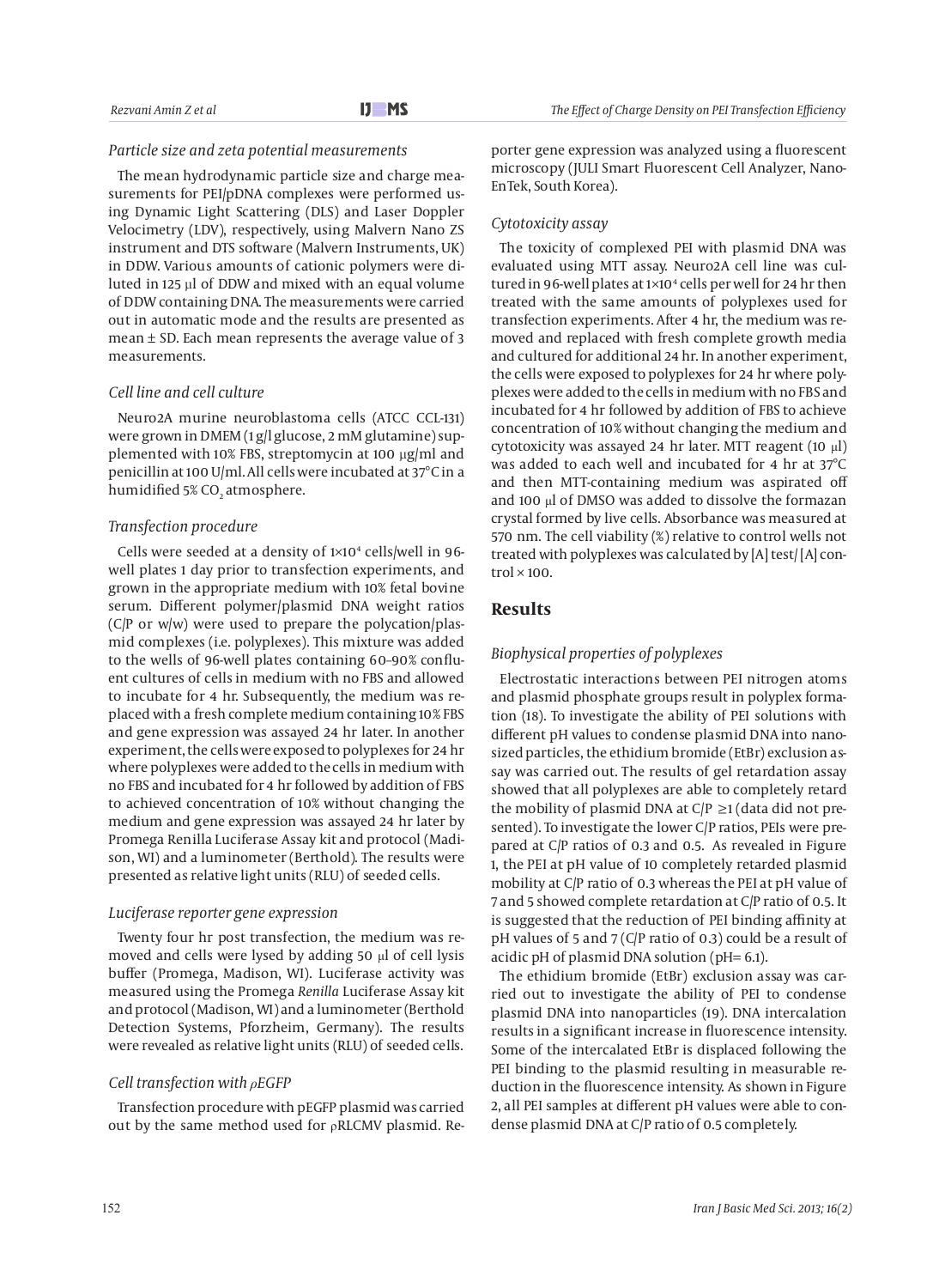*Particle size and zeta potential measurements*

The mean hydrodynamic particle size and charge measurements for PEI/pDNA complexes were performed using Dynamic Light Scattering (DLS) and Laser Doppler Velocimetry (LDV), respectively, using Malvern Nano ZS instrument and DTS software (Malvern Instruments, UK) in DDW. Various amounts of cationic polymers were diluted in 125 µl of DDW and mixed with an equal volume of DDW containing DNA. The measurements were carried out in automatic mode and the results are presented as mean ± SD. Each mean represents the average value of 3 measurements.

*Cell line and cell culture*

Neuro2A murine neuroblastoma cells (ATCC CCL-131) were grown in DMEM (1 g/l glucose, 2 mM glutamine) supplemented with 10% FBS, streptomycin at 100 µg/ml and penicillin at 100 U/ml. All cells were incubated at 37°C in a humidified 5% $CO_2$ atmosphere.

*Transfection procedure*

Cells were seeded at a density of $1\times10^4$ cells/well in 96-well plates 1 day prior to transfection experiments, and grown in the appropriate medium with 10% fetal bovine serum. Different polymer/plasmid DNA weight ratios (C/P or w/w) were used to prepare the polycation/plasmid complexes (i.e. polyplexes). This mixture was added to the wells of 96-well plates containing 60–90% confluent cultures of cells in medium with no FBS and allowed to incubate for 4 hr. Subsequently, the medium was replaced with a fresh complete medium containing 10% FBS and gene expression was assayed 24 hr later. In another experiment, the cells were exposed to polyplexes for 24 hr where polyplexes were added to the cells in medium with no FBS and incubated for 4 hr followed by addition of FBS to achieved concentration of 10% without changing the medium and gene expression was assayed 24 hr later by Promega Renilla Luciferase Assay kit and protocol (Madison, WI) and a luminometer (Berthold). The results were presented as relative light units (RLU) of seeded cells.

*Luciferase reporter gene expression*

Twenty four hr post transfection, the medium was removed and cells were lysed by adding 50 µl of cell lysis buffer (Promega, Madison, WI). Luciferase activity was measured using the Promega *Renilla* Luciferase Assay kit and protocol (Madison, WI) and a luminometer (Berthold Detection Systems, Pforzheim, Germany). The results were revealed as relative light units (RLU) of seeded cells.

*Cell transfection with ρEGFP*

Transfection procedure with pEGFP plasmid was carried out by the same method used for ρRLCMV plasmid. Reporter gene expression was analyzed using a fluorescent microscopy (JULI Smart Fluorescent Cell Analyzer, NanoEnTek, South Korea).

*Cytotoxicity assay*

The toxicity of complexed PEI with plasmid DNA was evaluated using MTT assay. Neuro2A cell line was cultured in 96-well plates at $1\times10^4$ cells per well for 24 hr then treated with the same amounts of polyplexes used for transfection experiments. After 4 hr, the medium was removed and replaced with fresh complete growth media and cultured for additional 24 hr. In another experiment, the cells were exposed to polyplexes for 24 hr where polyplexes were added to the cells in medium with no FBS and incubated for 4 hr followed by addition of FBS to achieve concentration of 10% without changing the medium and cytotoxicity was assayed 24 hr later. MTT reagent (10 µl) was added to each well and incubated for 4 hr at 37°C and then MTT-containing medium was aspirated off and 100 µl of DMSO was added to dissolve the formazan crystal formed by live cells. Absorbance was measured at 570 nm. The cell viability (%) relative to control wells not treated with polyplexes was calculated by [A] test/ [A] control × 100.

## Results

*Biophysical properties of polyplexes*

Electrostatic interactions between PEI nitrogen atoms and plasmid phosphate groups result in polyplex formation (18). To investigate the ability of PEI solutions with different pH values to condense plasmid DNA into nanosized particles, the ethidium bromide (EtBr) exclusion assay was carried out. The results of gel retardation assay showed that all polyplexes are able to completely retard the mobility of plasmid DNA at C/P ≥1 (data did not presented). To investigate the lower C/P ratios, PEIs were prepared at C/P ratios of 0.3 and 0.5. As revealed in Figure 1, the PEI at pH value of 10 completely retarded plasmid mobility at C/P ratio of 0.3 whereas the PEI at pH value of 7 and 5 showed complete retardation at C/P ratio of 0.5. It is suggested that the reduction of PEI binding affinity at pH values of 5 and 7 (C/P ratio of 0.3) could be a result of acidic pH of plasmid DNA solution (pH= 6.1).

The ethidium bromide (EtBr) exclusion assay was carried out to investigate the ability of PEI to condense plasmid DNA into nanoparticles (19). DNA intercalation results in a significant increase in fluorescence intensity. Some of the intercalated EtBr is displaced following the PEI binding to the plasmid resulting in measurable reduction in the fluorescence intensity. As shown in Figure 2, all PEI samples at different pH values were able to condense plasmid DNA at C/P ratio of 0.5 completely.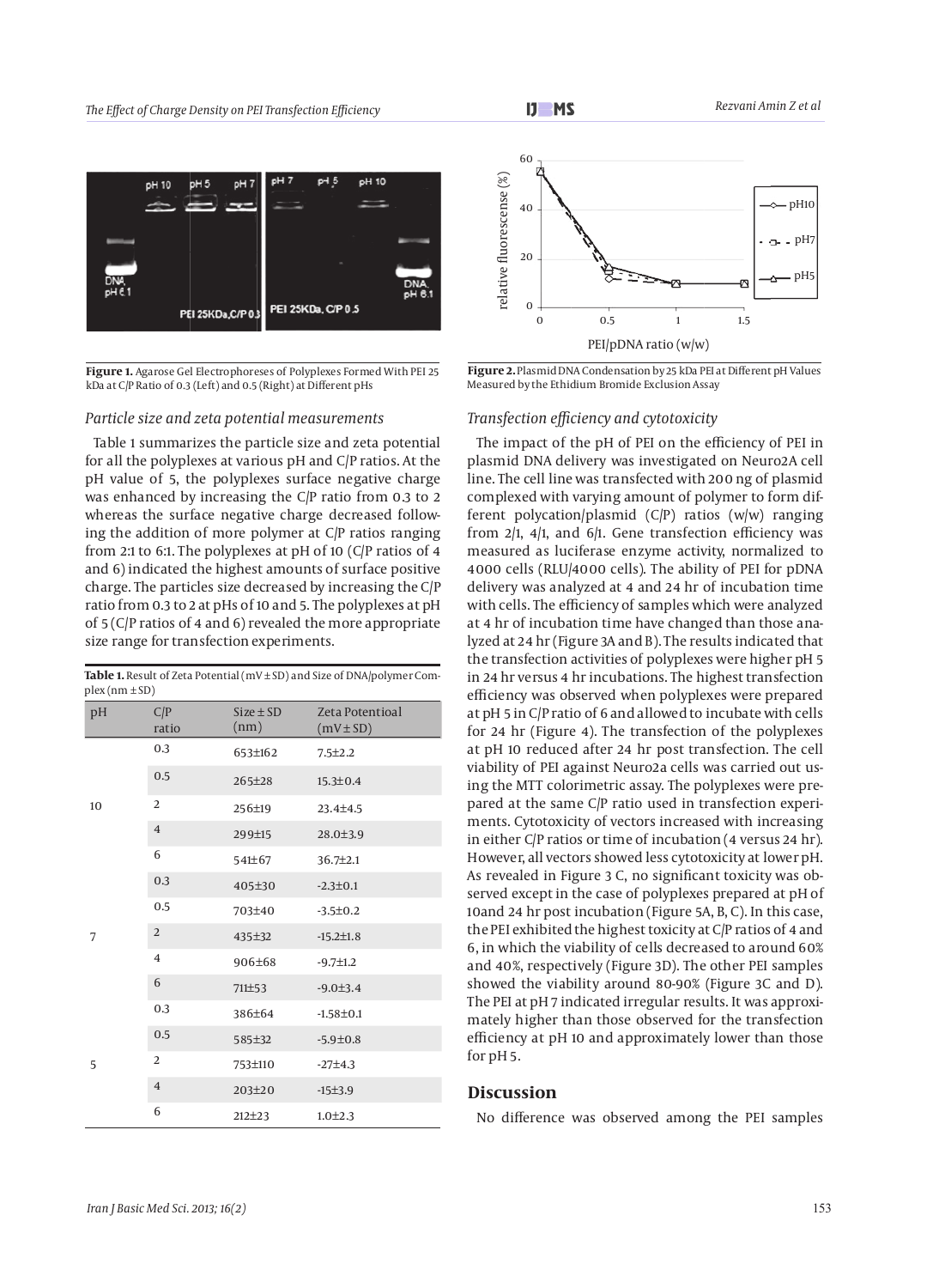**Figure 1.** Agarose Gel Electrophoreses of Polyplexes Formed With PEI 25 kDa at C/P Ratio of 0.3 (Left) and 0.5 (Right) at Different pHs

### *Particle size and zeta potential measurements*

Table 1 summarizes the particle size and zeta potential for all the polyplexes at various pH and C/P ratios. At the pH value of 5, the polyplexes surface negative charge was enhanced by increasing the C/P ratio from 0.3 to 2 whereas the surface negative charge decreased following the addition of more polymer at C/P ratios ranging from 2:1 to 6:1. The polyplexes at pH of 10 (C/P ratios of 4 and 6) indicated the highest amounts of surface positive charge. The particles size decreased by increasing the C/P ratio from 0.3 to 2 at pHs of 10 and 5. The polyplexes at pH of 5 (C/P ratios of 4 and 6) revealed the more appropriate size range for transfection experiments.

**Table 1.** Result of Zeta Potential (mV ± SD) and Size of DNA/polymer Complex (nm ± SD)

| pH | C/P ratio | Size ± SD (nm) | Zeta Potentioal (mV ± SD) |
|---|---|---|---|
| 10 | 0.3 | 653±162 | 7.5±2.2 |
| | 0.5 | 265±28 | 15.3±0.4 |
| | 2 | 256±19 | 23.4±4.5 |
| | 4 | 299±15 | 28.0±3.9 |
| | 6 | 541±67 | 36.7±2.1 |
| 7 | 0.3 | 405±30 | -2.3±0.1 |
| | 0.5 | 703±40 | -3.5±0.2 |
| | 2 | 435±32 | -15.2±1.8 |
| | 4 | 906±68 | -9.7±1.2 |
| | 6 | 711±53 | -9.0±3.4 |
| 5 | 0.3 | 386±64 | -1.58±0.1 |
| | 0.5 | 585±32 | -5.9±0.8 |
| | 2 | 753±110 | -27±4.3 |
| | 4 | 203±20 | -15±3.9 |
| | 6 | 212±23 | 1.0±2.3 |

**Figure 2.** Plasmid DNA Condensation by 25 kDa PEI at Different pH Values Measured by the Ethidium Bromide Exclusion Assay

### *Transfection efficiency and cytotoxicity*

The impact of the pH of PEI on the efficiency of PEI in plasmid DNA delivery was investigated on Neuro2A cell line. The cell line was transfected with 200 ng of plasmid complexed with varying amount of polymer to form different polycation/plasmid (C/P) ratios (w/w) ranging from 2/1, 4/1, and 6/1. Gene transfection efficiency was measured as luciferase enzyme activity, normalized to 4000 cells (RLU/4000 cells). The ability of PEI for pDNA delivery was analyzed at 4 and 24 hr of incubation time with cells. The efficiency of samples which were analyzed at 4 hr of incubation time have changed than those analyzed at 24 hr (Figure 3A and B). The results indicated that the transfection activities of polyplexes were higher pH 5 in 24 hr versus 4 hr incubations. The highest transfection efficiency was observed when polyplexes were prepared at pH 5 in C/P ratio of 6 and allowed to incubate with cells for 24 hr (Figure 4). The transfection of the polyplexes at pH 10 reduced after 24 hr post transfection. The cell viability of PEI against Neuro2a cells was carried out using the MTT colorimetric assay. The polyplexes were prepared at the same C/P ratio used in transfection experiments. Cytotoxicity of vectors increased with increasing in either C/P ratios or time of incubation (4 versus 24 hr). However, all vectors showed less cytotoxicity at lower pH. As revealed in Figure 3 C, no significant toxicity was observed except in the case of polyplexes prepared at pH of 10and 24 hr post incubation (Figure 5A, B, C). In this case, the PEI exhibited the highest toxicity at C/P ratios of 4 and 6, in which the viability of cells decreased to around 60% and 40%, respectively (Figure 3D). The other PEI samples showed the viability around 80-90% (Figure 3C and D). The PEI at pH 7 indicated irregular results. It was approximately higher than those observed for the transfection efficiency at pH 10 and approximately lower than those for pH 5.

## Discussion

No difference was observed among the PEI samples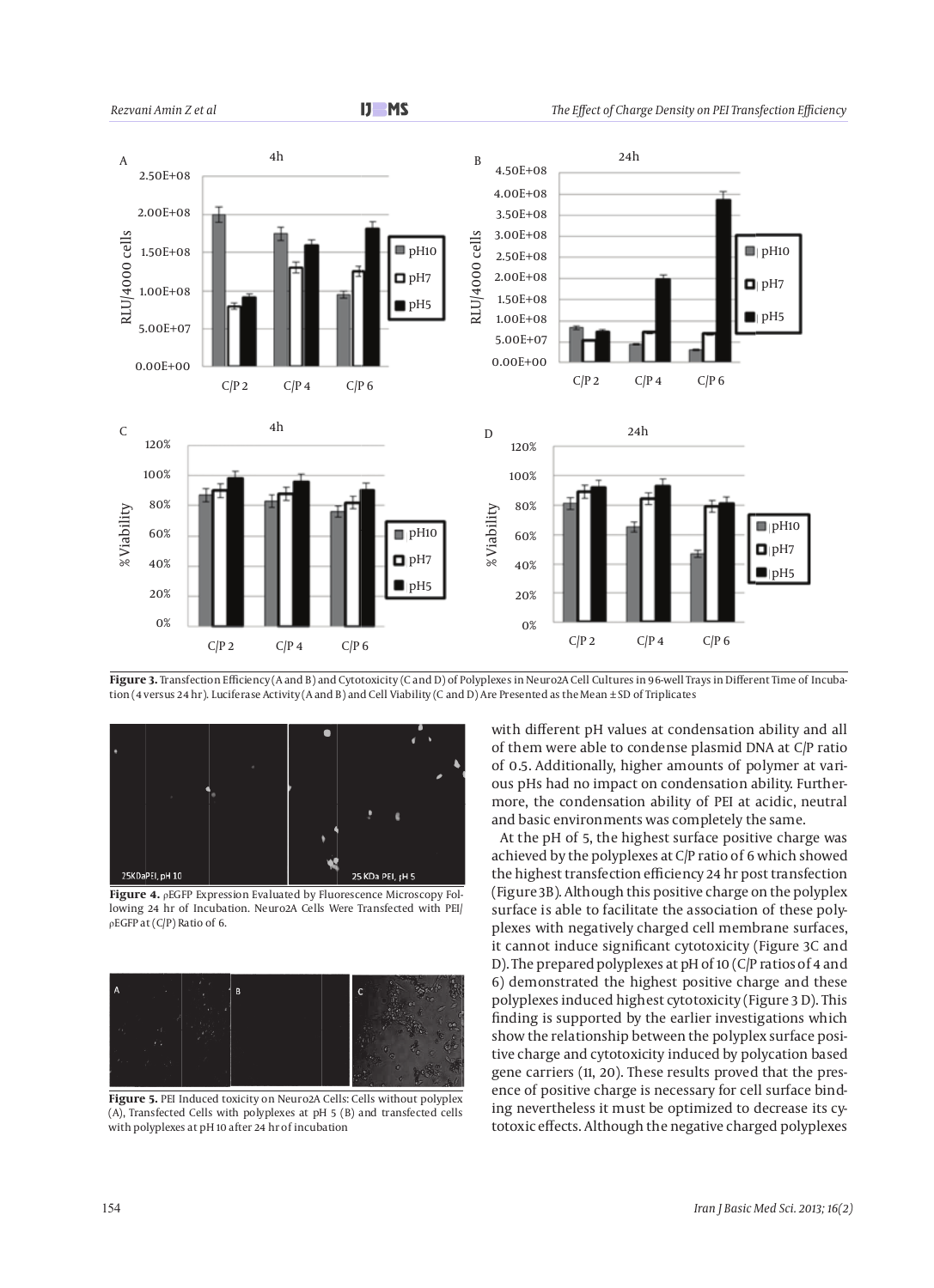**Figure 3.** Transfection Efficiency (A and B) and Cytotoxicity (C and D) of Polyplexes in Neuro2A Cell Cultures in 96-well Trays in Different Time of Incubation (4 versus 24 hr). Luciferase Activity (A and B) and Cell Viability (C and D) Are Presented as the Mean ± SD of Triplicates

**Figure 4.** pEGFP Expression Evaluated by Fluorescence Microscopy Following 24 hr of Incubation. Neuro2A Cells Were Transfected with PEI/pEGFP at (C/P) Ratio of 6.

**Figure 5.** PEI Induced toxicity on Neuro2A Cells: Cells without polyplex (A), Transfected Cells with polyplexes at pH 5 (B) and transfected cells with polyplexes at pH 10 after 24 hr of incubation

with different pH values at condensation ability and all of them were able to condense plasmid DNA at C/P ratio of 0.5. Additionally, higher amounts of polymer at various pHs had no impact on condensation ability. Furthermore, the condensation ability of PEI at acidic, neutral and basic environments was completely the same.

At the pH of 5, the highest surface positive charge was achieved by the polyplexes at C/P ratio of 6 which showed the highest transfection efficiency 24 hr post transfection (Figure 3B). Although this positive charge on the polyplex surface is able to facilitate the association of these polyplexes with negatively charged cell membrane surfaces, it cannot induce significant cytotoxicity (Figure 3C and D). The prepared polyplexes at pH of 10 (C/P ratios of 4 and 6) demonstrated the highest positive charge and these polyplexes induced highest cytotoxicity (Figure 3 D). This finding is supported by the earlier investigations which show the relationship between the polyplex surface positive charge and cytotoxicity induced by polycation based gene carriers (11, 20). These results proved that the presence of positive charge is necessary for cell surface binding nevertheless it must be optimized to decrease its cytotoxic effects. Although the negative charged polyplexes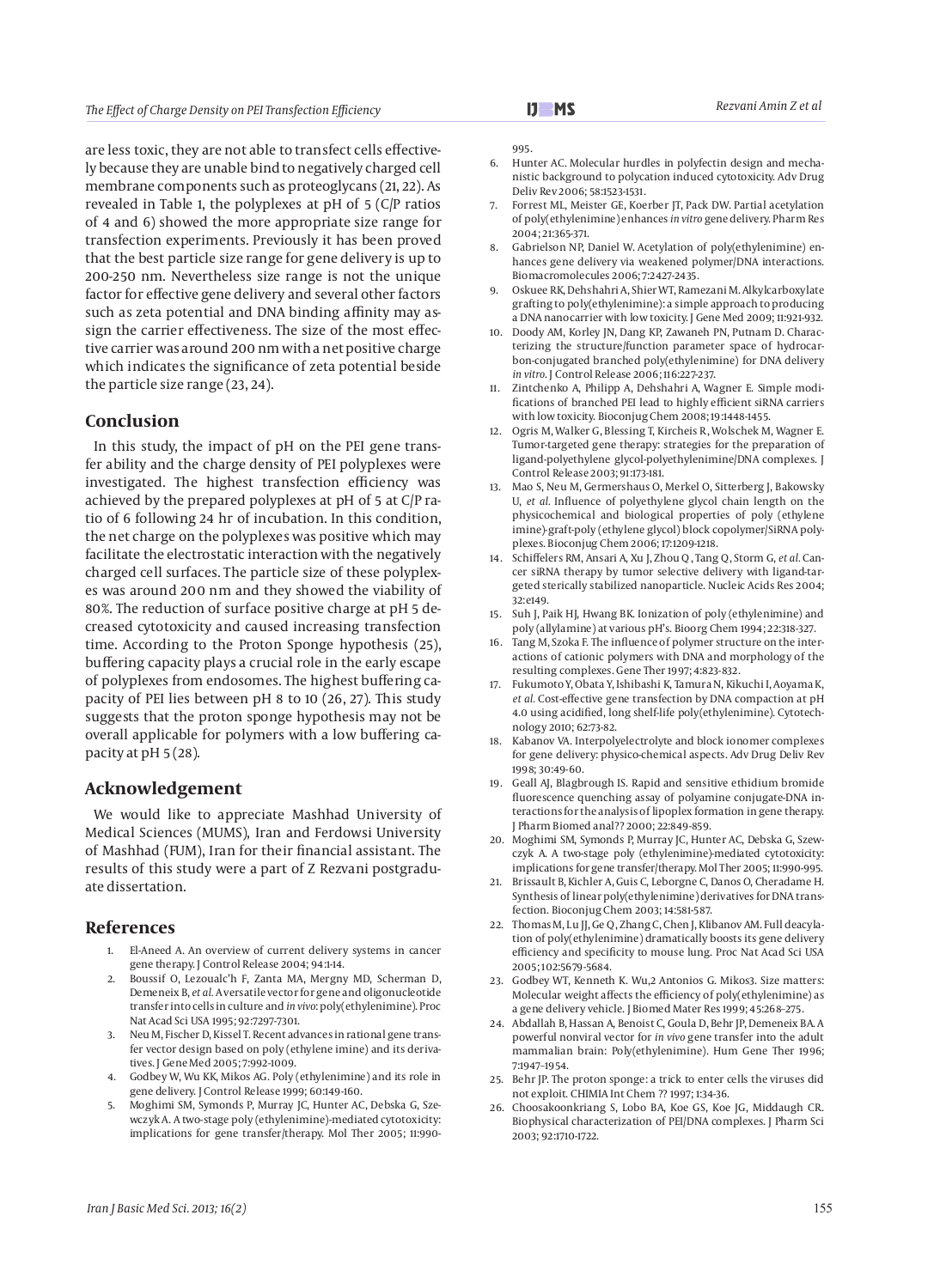are less toxic, they are not able to transfect cells effectively because they are unable bind to negatively charged cell membrane components such as proteoglycans (21, 22). As revealed in Table 1, the polyplexes at pH of 5 (C/P ratios of 4 and 6) showed the more appropriate size range for transfection experiments. Previously it has been proved that the best particle size range for gene delivery is up to 200-250 nm. Nevertheless size range is not the unique factor for effective gene delivery and several other factors such as zeta potential and DNA binding affinity may assign the carrier effectiveness. The size of the most effective carrier was around 200 nm with a net positive charge which indicates the significance of zeta potential beside the particle size range (23, 24).

## Conclusion

In this study, the impact of pH on the PEI gene transfer ability and the charge density of PEI polyplexes were investigated. The highest transfection efficiency was achieved by the prepared polyplexes at pH of 5 at C/P ratio of 6 following 24 hr of incubation. In this condition, the net charge on the polyplexes was positive which may facilitate the electrostatic interaction with the negatively charged cell surfaces. The particle size of these polyplexes was around 200 nm and they showed the viability of 80%. The reduction of surface positive charge at pH 5 decreased cytotoxicity and caused increasing transfection time. According to the Proton Sponge hypothesis (25), buffering capacity plays a crucial role in the early escape of polyplexes from endosomes. The highest buffering capacity of PEI lies between pH 8 to 10 (26, 27). This study suggests that the proton sponge hypothesis may not be overall applicable for polymers with a low buffering capacity at pH 5 (28).

## Acknowledgement

We would like to appreciate Mashhad University of Medical Sciences (MUMS), Iran and Ferdowsi University of Mashhad (FUM), Iran for their financial assistant. The results of this study were a part of Z Rezvani postgraduate dissertation.

## References

1. El-Aneed A. An overview of current delivery systems in cancer gene therapy. J Control Release 2004; 94:1-14.
2. Boussif O, Lezoualc'h F, Zanta MA, Mergny MD, Scherman D, Demeneix B, *et al.* A versatile vector for gene and oligonucleotide transfer into cells in culture and *in vivo*: poly(ethylenimine). Proc Nat Acad Sci USA 1995; 92:7297-7301.
3. Neu M, Fischer D, Kissel T. Recent advances in rational gene transfer vector design based on poly (ethylene imine) and its derivatives. J Gene Med 2005; 7:992-1009.
4. Godbey W, Wu KK, Mikos AG. Poly (ethylenimine) and its role in gene delivery. J Control Release 1999; 60:149-160.
5. Moghimi SM, Symonds P, Murray JC, Hunter AC, Debska G, Szewczyk A. A two-stage poly (ethylenimine)-mediated cytotoxicity: implications for gene transfer/therapy. Mol Ther 2005; 11:990-995.
6. Hunter AC. Molecular hurdles in polyfectin design and mechanistic background to polycation induced cytotoxicity. Adv Drug Deliv Rev 2006; 58:1523-1531.
7. Forrest ML, Meister GE, Koerber JT, Pack DW. Partial acetylation of poly(ethylenimine) enhances *in vitro* gene delivery. Pharm Res 2004; 21:365-371.
8. Gabrielson NP, Daniel W. Acetylation of poly(ethylenimine) enhances gene delivery via weakened polymer/DNA interactions. Biomacromolecules 2006; 7:2427-2435.
9. Oskuee RK, Dehshahri A, Shier WT, Ramezani M. Alkylcarboxylate grafting to poly(ethylenimine): a simple approach to producing a DNA nanocarrier with low toxicity. J Gene Med 2009; 11:921-932.
10. Doody AM, Korley JN, Dang KP, Zawaneh PN, Putnam D. Characterizing the structure/function parameter space of hydrocarbon-conjugated branched poly(ethylenimine) for DNA delivery *in vitro*. J Control Release 2006; 116:227-237.
11. Zintchenko A, Philipp A, Dehshahri A, Wagner E. Simple modifications of branched PEI lead to highly efficient siRNA carriers with low toxicity. Bioconjug Chem 2008; 19:1448-1455.
12. Ogris M, Walker G, Blessing T, Kircheis R, Wolschek M, Wagner E. Tumor-targeted gene therapy: strategies for the preparation of ligand-polyethylene glycol-polyethylenimine/DNA complexes. J Control Release 2003; 91:173-181.
13. Mao S, Neu M, Germershaus O, Merkel O, Sitterberg J, Bakowsky U, *et al.* Influence of polyethylene glycol chain length on the physicochemical and biological properties of poly (ethylene imine)-graft-poly (ethylene glycol) block copolymer/SiRNA polyplexes. Bioconjug Chem 2006; 17:1209-1218.
14. Schiffelers RM, Ansari A, Xu J, Zhou Q, Tang Q, Storm G, *et al.* Cancer siRNA therapy by tumor selective delivery with ligand-targeted sterically stabilized nanoparticle. Nucleic Acids Res 2004; 32:e149.
15. Suh J, Paik HJ, Hwang BK. Ionization of poly (ethylenimine) and poly (allylamine) at various pH's. Bioorg Chem 1994; 22:318-327.
16. Tang M, Szoka F. The influence of polymer structure on the interactions of cationic polymers with DNA and morphology of the resulting complexes. Gene Ther 1997; 4:823-832.
17. Fukumoto Y, Obata Y, Ishibashi K, Tamura N, Kikuchi I, Aoyama K, *et al.* Cost-effective gene transfection by DNA compaction at pH 4.0 using acidified, long shelf-life poly(ethylenimine). Cytotechnology 2010; 62:73-82.
18. Kabanov VA. Interpolyelectrolyte and block ionomer complexes for gene delivery: physico-chemical aspects. Adv Drug Deliv Rev 1998; 30:49-60.
19. Geall AJ, Blagbrough IS. Rapid and sensitive ethidium bromide fluorescence quenching assay of polyamine conjugate-DNA interactions for the analysis of lipoplex formation in gene therapy. J Pharm Biomed anal?? 2000; 22:849-859.
20. Moghimi SM, Symonds P, Murray JC, Hunter AC, Debska G, Szewczyk A. A two-stage poly (ethylenimine)-mediated cytotoxicity: implications for gene transfer/therapy. Mol Ther 2005; 11:990-995.
21. Brissault B, Kichler A, Guis C, Leborgne C, Danos O, Cheradame H. Synthesis of linear poly(ethylenimine) derivatives for DNA transfection. Bioconjug Chem 2003; 14:581-587.
22. Thomas M, Lu JJ, Ge Q, Zhang C, Chen J, Klibanov AM. Full deacylation of poly(ethylenimine) dramatically boosts its gene delivery efficiency and specificity to mouse lung. Proc Nat Acad Sci USA 2005; 102:5679-5684.
23. Godbey WT, Kenneth K. Wu,2 Antonios G. Mikos3. Size matters: Molecular weight affects the efficiency of poly(ethylenimine) as a gene delivery vehicle. J Biomed Mater Res 1999; 45:268–275.
24. Abdallah B, Hassan A, Benoist C, Goula D, Behr JP, Demeneix BA. A powerful nonviral vector for *in vivo* gene transfer into the adult mammalian brain: Poly(ethylenimine). Hum Gene Ther 1996; 7:1947–1954.
25. Behr JP. The proton sponge: a trick to enter cells the viruses did not exploit. CHIMIA Int Chem ?? 1997; 1:34-36.
26. Choosakoonkriang S, Lobo BA, Koe GS, Koe JG, Middaugh CR. Biophysical characterization of PEI/DNA complexes. J Pharm Sci 2003; 92:1710-1722.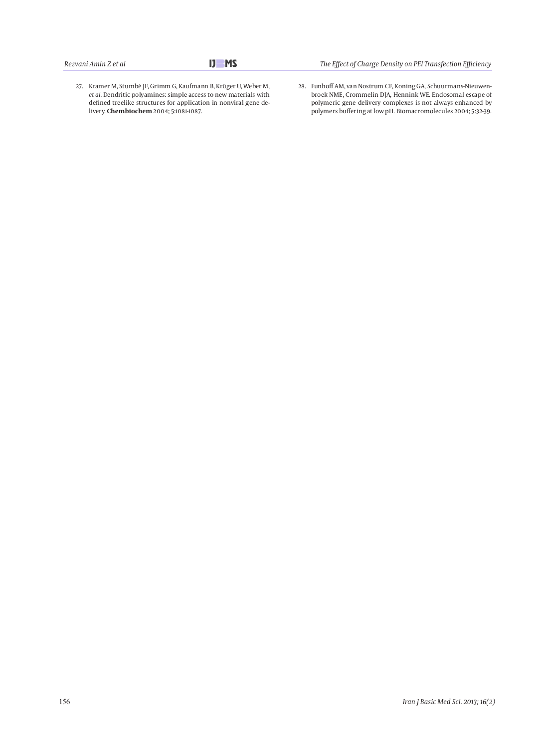27. Kramer M, Stumbé JF, Grimm G, Kaufmann B, Krüger U, Weber M, *et al.* Dendritic polyamines: simple access to new materials with defined treelike structures for application in nonviral gene delivery. **Chembiochem** 2004; 5:1081-1087.

28. Funhoff AM, van Nostrum CF, Koning GA, Schuurmans-Nieuwenbroek NME, Crommelin DJA, Hennink WE. Endosomal escape of polymeric gene delivery complexes is not always enhanced by polymers buffering at low pH. Biomacromolecules 2004; 5:32-39.